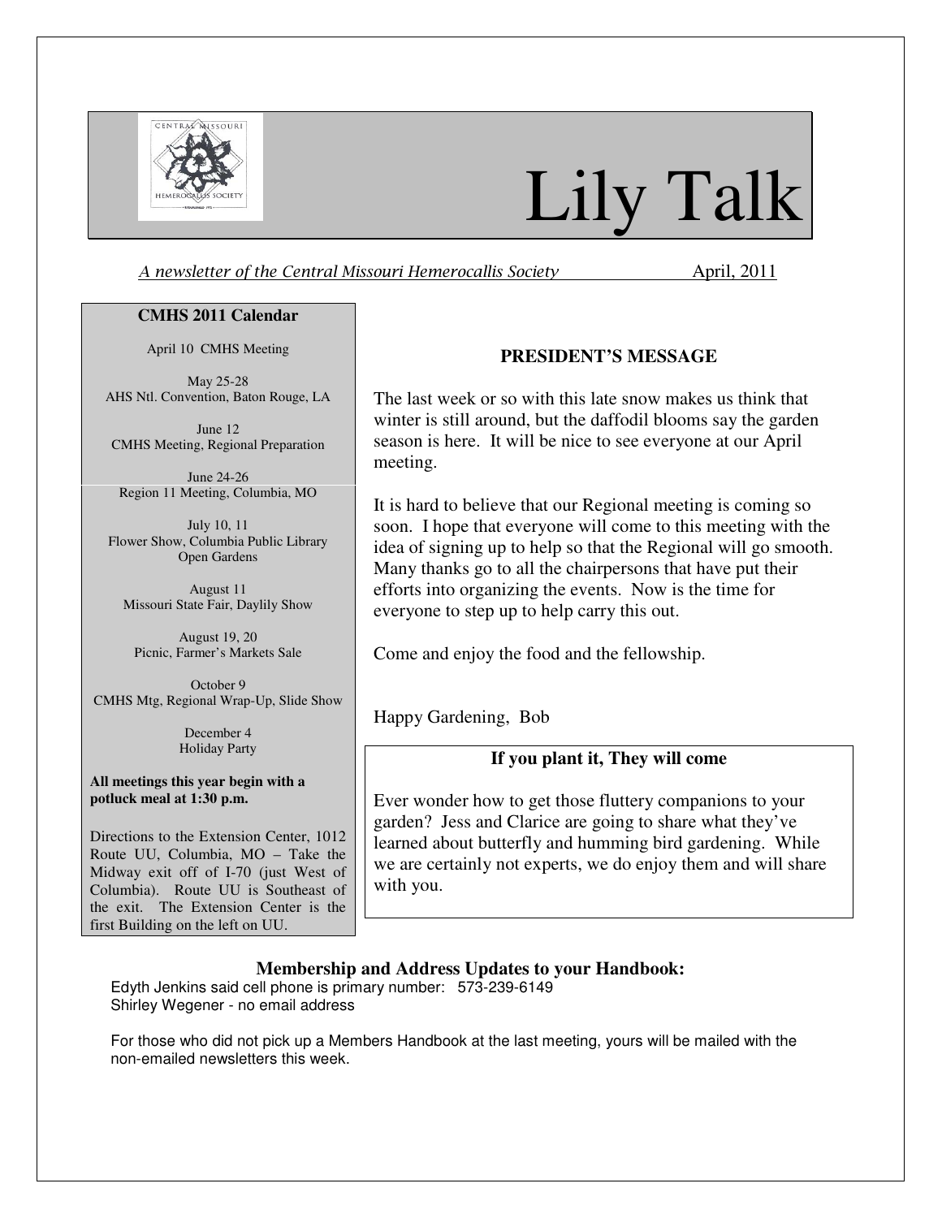# Lily Talk

*A newsletter of the Central Missouri Hemerocallis Society* April, 2011

## CMHS 2011 Calendar

April 10 CMHS Meeting

May 25-28
AHS Ntl. Convention, Baton Rouge, LA

June 12
CMHS Meeting, Regional Preparation

June 24-26
Region 11 Meeting, Columbia, MO

July 10, 11
Flower Show, Columbia Public Library
Open Gardens

August 11
Missouri State Fair, Daylily Show

August 19, 20
Picnic, Farmer's Markets Sale

October 9
CMHS Mtg, Regional Wrap-Up, Slide Show

December 4
Holiday Party

**All meetings this year begin with a potluck meal at 1:30 p.m.**

Directions to the Extension Center, 1012 Route UU, Columbia, MO – Take the Midway exit off of I-70 (just West of Columbia). Route UU is Southeast of the exit. The Extension Center is the first Building on the left on UU.

## PRESIDENT'S MESSAGE

The last week or so with this late snow makes us think that winter is still around, but the daffodil blooms say the garden season is here. It will be nice to see everyone at our April meeting.

It is hard to believe that our Regional meeting is coming so soon. I hope that everyone will come to this meeting with the idea of signing up to help so that the Regional will go smooth. Many thanks go to all the chairpersons that have put their efforts into organizing the events. Now is the time for everyone to step up to help carry this out.

Come and enjoy the food and the fellowship.

Happy Gardening, Bob

## If you plant it, They will come

Ever wonder how to get those fluttery companions to your garden? Jess and Clarice are going to share what they've learned about butterfly and humming bird gardening. While we are certainly not experts, we do enjoy them and will share with you.

## Membership and Address Updates to your Handbook:

Edyth Jenkins said cell phone is primary number: 573-239-6149
Shirley Wegener - no email address

For those who did not pick up a Members Handbook at the last meeting, yours will be mailed with the non-emailed newsletters this week.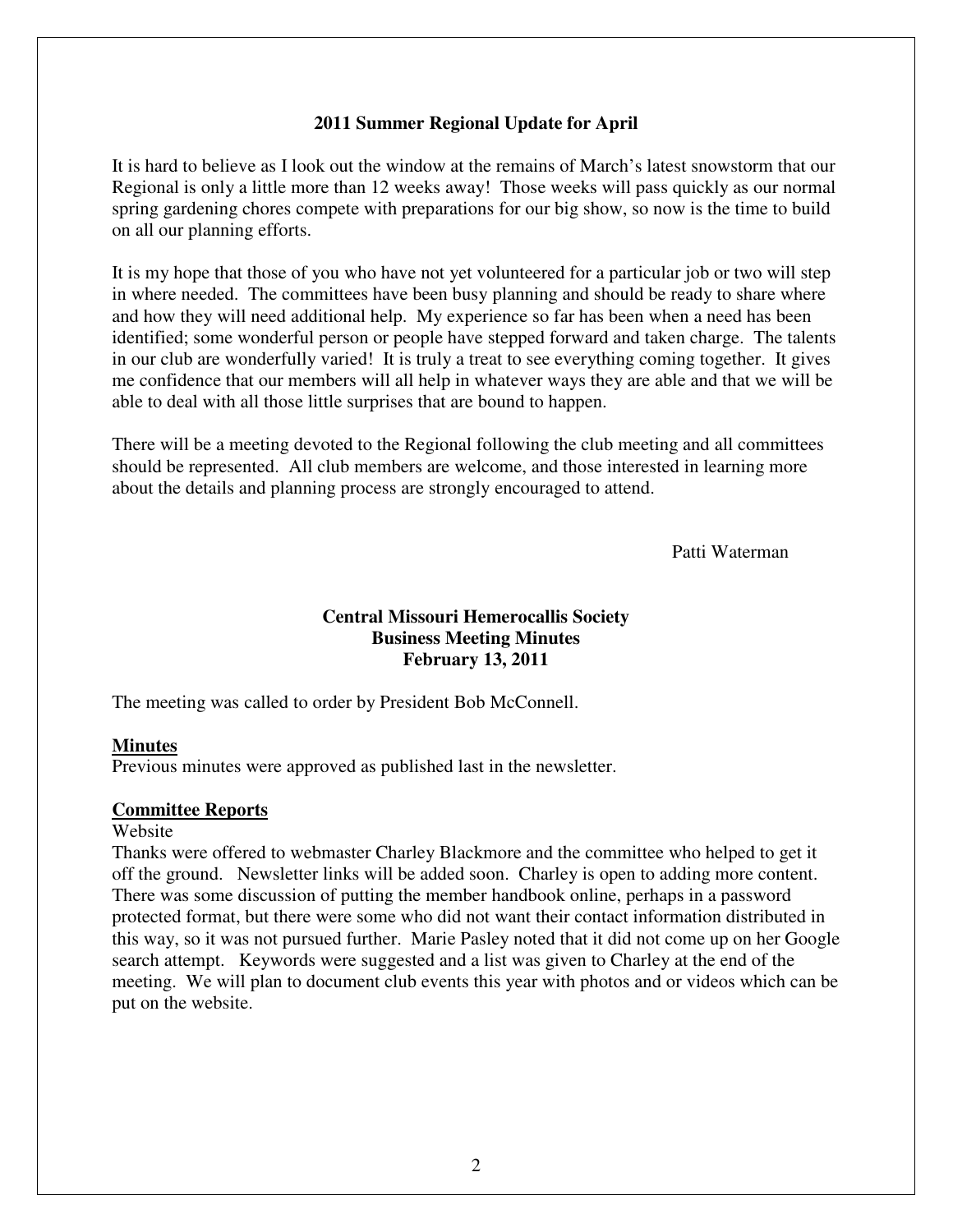## 2011 Summer Regional Update for April

It is hard to believe as I look out the window at the remains of March's latest snowstorm that our Regional is only a little more than 12 weeks away! Those weeks will pass quickly as our normal spring gardening chores compete with preparations for our big show, so now is the time to build on all our planning efforts.

It is my hope that those of you who have not yet volunteered for a particular job or two will step in where needed. The committees have been busy planning and should be ready to share where and how they will need additional help. My experience so far has been when a need has been identified; some wonderful person or people have stepped forward and taken charge. The talents in our club are wonderfully varied! It is truly a treat to see everything coming together. It gives me confidence that our members will all help in whatever ways they are able and that we will be able to deal with all those little surprises that are bound to happen.

There will be a meeting devoted to the Regional following the club meeting and all committees should be represented. All club members are welcome, and those interested in learning more about the details and planning process are strongly encouraged to attend.

Patti Waterman

## Central Missouri Hemerocallis Society
## Business Meeting Minutes
## February 13, 2011

The meeting was called to order by President Bob McConnell.

**Minutes**

Previous minutes were approved as published last in the newsletter.

**Committee Reports**

Website

Thanks were offered to webmaster Charley Blackmore and the committee who helped to get it off the ground. Newsletter links will be added soon. Charley is open to adding more content. There was some discussion of putting the member handbook online, perhaps in a password protected format, but there were some who did not want their contact information distributed in this way, so it was not pursued further. Marie Pasley noted that it did not come up on her Google search attempt. Keywords were suggested and a list was given to Charley at the end of the meeting. We will plan to document club events this year with photos and or videos which can be put on the website.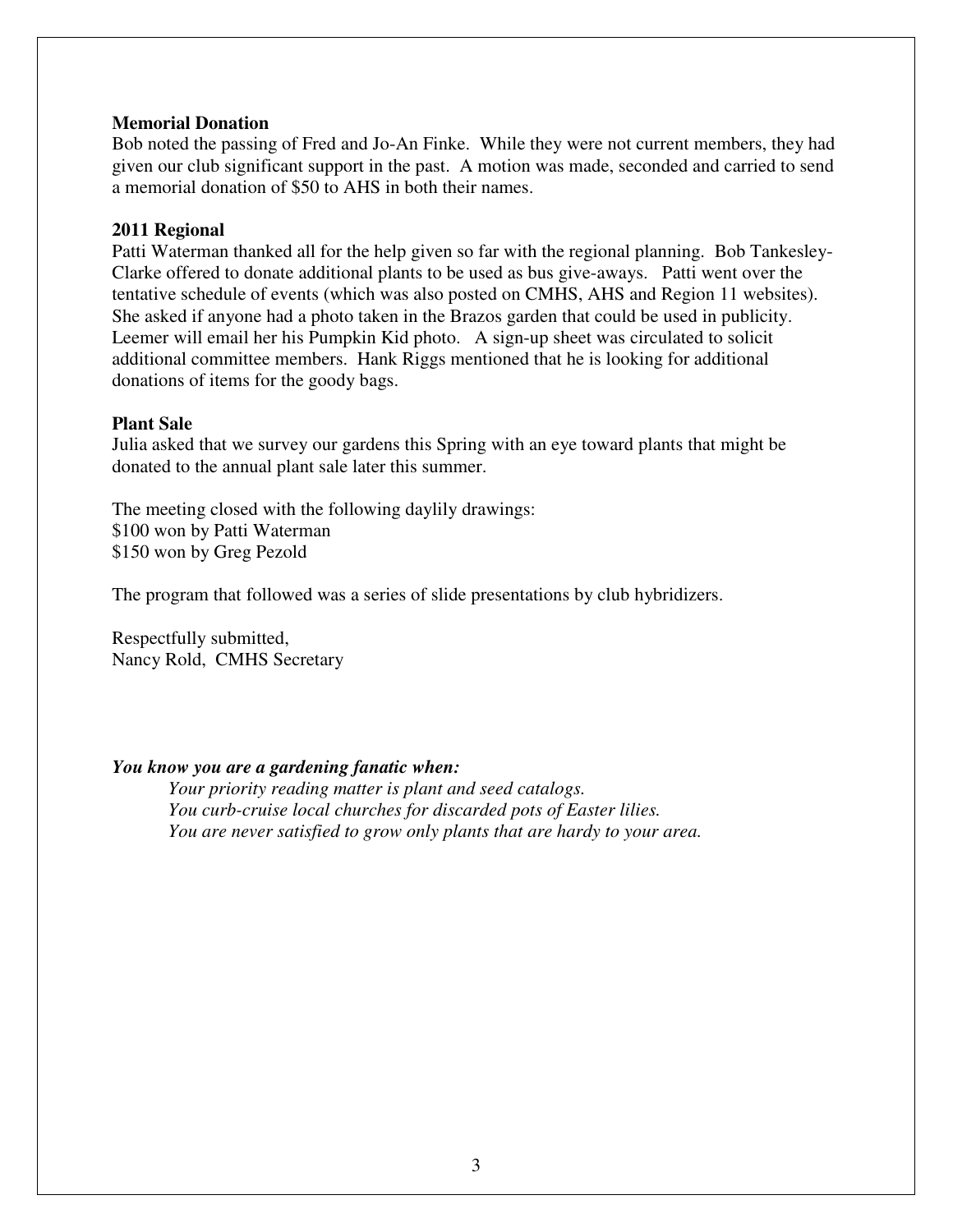**Memorial Donation**

Bob noted the passing of Fred and Jo-An Finke. While they were not current members, they had given our club significant support in the past. A motion was made, seconded and carried to send a memorial donation of $50 to AHS in both their names.

**2011 Regional**

Patti Waterman thanked all for the help given so far with the regional planning. Bob Tankesley-Clarke offered to donate additional plants to be used as bus give-aways. Patti went over the tentative schedule of events (which was also posted on CMHS, AHS and Region 11 websites). She asked if anyone had a photo taken in the Brazos garden that could be used in publicity. Leemer will email her his Pumpkin Kid photo. A sign-up sheet was circulated to solicit additional committee members. Hank Riggs mentioned that he is looking for additional donations of items for the goody bags.

**Plant Sale**

Julia asked that we survey our gardens this Spring with an eye toward plants that might be donated to the annual plant sale later this summer.

The meeting closed with the following daylily drawings:
$100 won by Patti Waterman
$150 won by Greg Pezold

The program that followed was a series of slide presentations by club hybridizers.

Respectfully submitted,
Nancy Rold, CMHS Secretary

***You know you are a gardening fanatic when:***

*Your priority reading matter is plant and seed catalogs.*
*You curb-cruise local churches for discarded pots of Easter lilies.*
*You are never satisfied to grow only plants that are hardy to your area.*